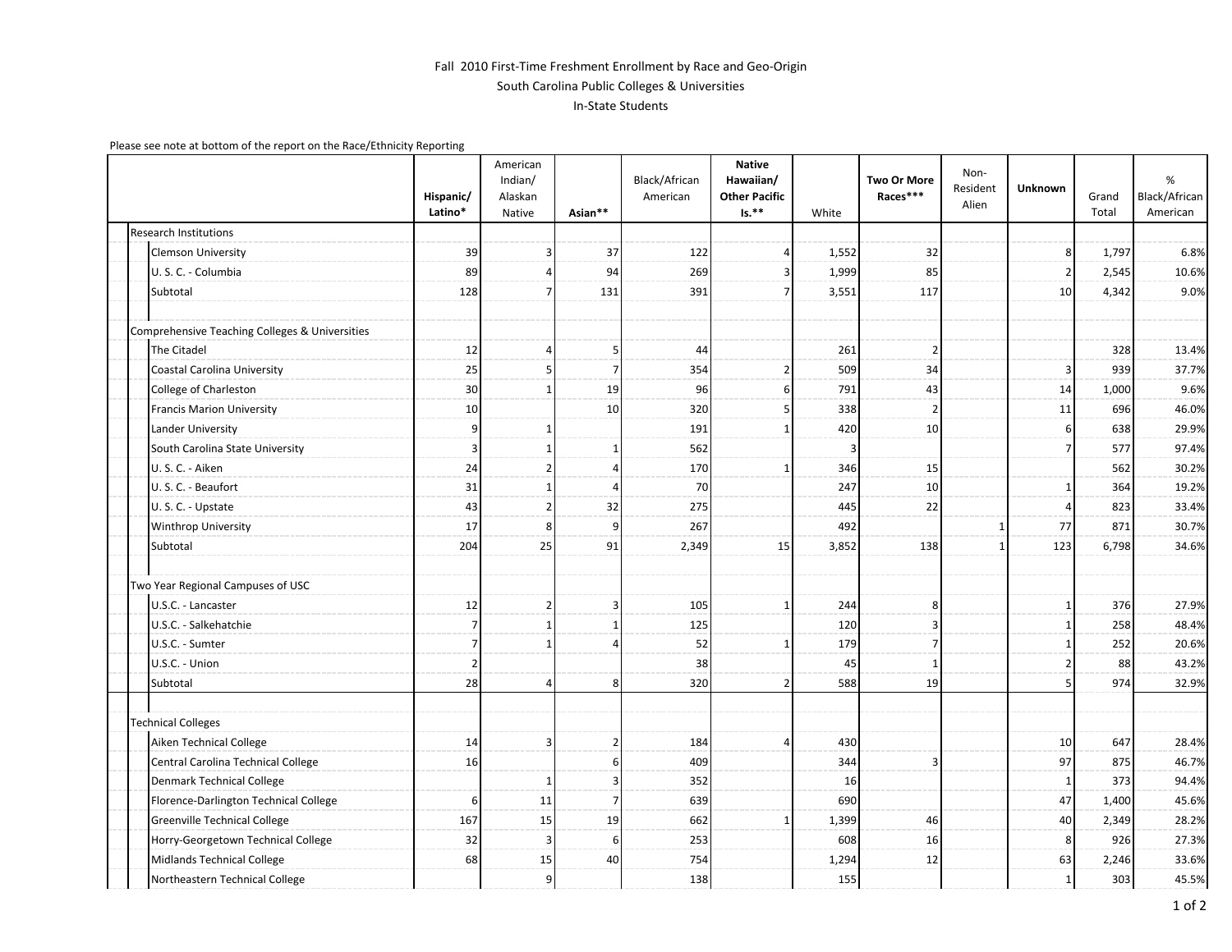Fall 2010 First-Time Freshment Enrollment by Race and Geo-Origin
South Carolina Public Colleges & Universities
In-State Students

Please see note at bottom of the report on the Race/Ethnicity Reporting

| | Hispanic/ Latino* | American Indian/ Alaskan Native | Asian** | Black/African American | Native Hawaiian/ Other Pacific Is.** | White | Two Or More Races*** | Non-Resident Alien | Unknown | Grand Total | % Black/African American |
|---|---|---|---|---|---|---|---|---|---|---|---|
| Research Institutions | | | | | | | | | | | |
| Clemson University | 39 | 3 | 37 | 122 | 4 | 1,552 | 32 | | 8 | 1,797 | 6.8% |
| U. S. C. - Columbia | 89 | 4 | 94 | 269 | 3 | 1,999 | 85 | | 2 | 2,545 | 10.6% |
| Subtotal | 128 | 7 | 131 | 391 | 7 | 3,551 | 117 | | 10 | 4,342 | 9.0% |
| | | | | | | | | | | | |
| Comprehensive Teaching Colleges & Universities | | | | | | | | | | | |
| The Citadel | 12 | 4 | 5 | 44 | | 261 | 2 | | | 328 | 13.4% |
| Coastal Carolina University | 25 | 5 | 7 | 354 | 2 | 509 | 34 | | 3 | 939 | 37.7% |
| College of Charleston | 30 | 1 | 19 | 96 | 6 | 791 | 43 | | 14 | 1,000 | 9.6% |
| Francis Marion University | 10 | | 10 | 320 | 5 | 338 | 2 | | 11 | 696 | 46.0% |
| Lander University | 9 | 1 | | 191 | 1 | 420 | 10 | | 6 | 638 | 29.9% |
| South Carolina State University | 3 | 1 | 1 | 562 | | 3 | | | 7 | 577 | 97.4% |
| U. S. C. - Aiken | 24 | 2 | 4 | 170 | 1 | 346 | 15 | | | 562 | 30.2% |
| U. S. C. - Beaufort | 31 | 1 | 4 | 70 | | 247 | 10 | | 1 | 364 | 19.2% |
| U. S. C. - Upstate | 43 | 2 | 32 | 275 | | 445 | 22 | | 4 | 823 | 33.4% |
| Winthrop University | 17 | 8 | 9 | 267 | | 492 | | 1 | 77 | 871 | 30.7% |
| Subtotal | 204 | 25 | 91 | 2,349 | 15 | 3,852 | 138 | 1 | 123 | 6,798 | 34.6% |
| | | | | | | | | | | | |
| Two Year Regional Campuses of USC | | | | | | | | | | | |
| U.S.C. - Lancaster | 12 | 2 | 3 | 105 | 1 | 244 | 8 | | 1 | 376 | 27.9% |
| U.S.C. - Salkehatchie | 7 | 1 | 1 | 125 | | 120 | 3 | | 1 | 258 | 48.4% |
| U.S.C. - Sumter | 7 | 1 | 4 | 52 | 1 | 179 | 7 | | 1 | 252 | 20.6% |
| U.S.C. - Union | 2 | | | 38 | | 45 | 1 | | 2 | 88 | 43.2% |
| Subtotal | 28 | 4 | 8 | 320 | 2 | 588 | 19 | | 5 | 974 | 32.9% |
| | | | | | | | | | | | |
| Technical Colleges | | | | | | | | | | | |
| Aiken Technical College | 14 | 3 | 2 | 184 | 4 | 430 | | | 10 | 647 | 28.4% |
| Central Carolina Technical College | 16 | | 6 | 409 | | 344 | 3 | | 97 | 875 | 46.7% |
| Denmark Technical College | | 1 | 3 | 352 | | 16 | | | 1 | 373 | 94.4% |
| Florence-Darlington Technical College | 6 | 11 | 7 | 639 | | 690 | | | 47 | 1,400 | 45.6% |
| Greenville Technical College | 167 | 15 | 19 | 662 | 1 | 1,399 | 46 | | 40 | 2,349 | 28.2% |
| Horry-Georgetown Technical College | 32 | 3 | 6 | 253 | | 608 | 16 | | 8 | 926 | 27.3% |
| Midlands Technical College | 68 | 15 | 40 | 754 | | 1,294 | 12 | | 63 | 2,246 | 33.6% |
| Northeastern Technical College | | 9 | | 138 | | 155 | | | 1 | 303 | 45.5% |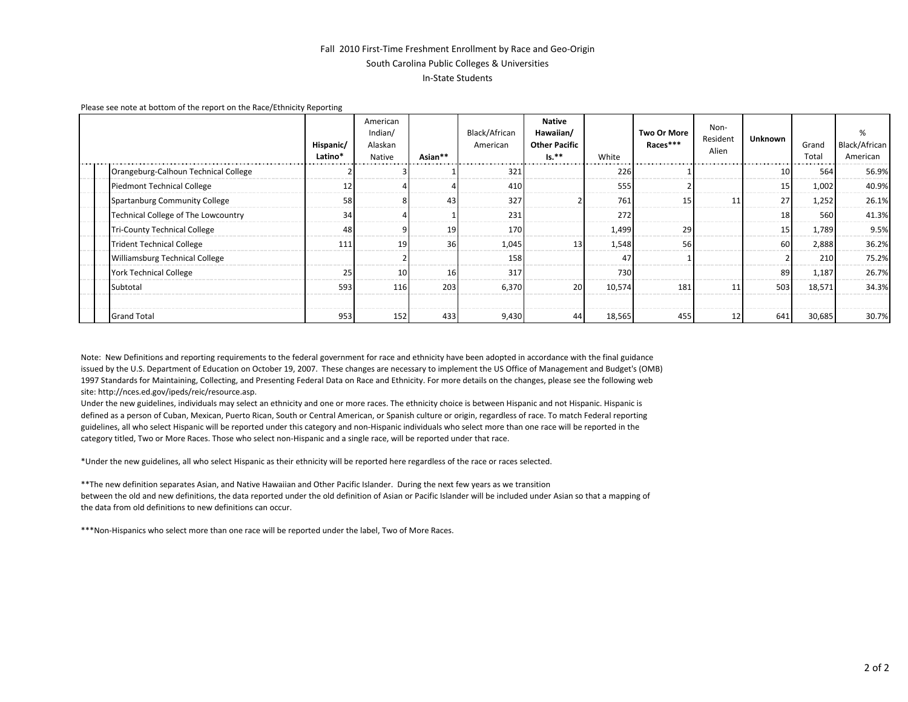Fall 2010 First-Time Freshment Enrollment by Race and Geo-Origin

South Carolina Public Colleges & Universities

In-State Students

Please see note at bottom of the report on the Race/Ethnicity Reporting

| | Hispanic/ Latino* | American Indian/ Alaskan Native | Asian** | Black/African American | Native Hawaiian/ Other Pacific Is.** | White | Two Or More Races*** | Non-Resident Alien | Unknown | Grand Total | % Black/African American |
|---|---|---|---|---|---|---|---|---|---|---|---|
| Orangeburg-Calhoun Technical College | 2 | 3 | 1 | 321 | | 226 | 1 | | 10 | 564 | 56.9% |
| Piedmont Technical College | 12 | 4 | 4 | 410 | | 555 | 2 | | 15 | 1,002 | 40.9% |
| Spartanburg Community College | 58 | 8 | 43 | 327 | 2 | 761 | 15 | 11 | 27 | 1,252 | 26.1% |
| Technical College of The Lowcountry | 34 | 4 | 1 | 231 | | 272 | | | 18 | 560 | 41.3% |
| Tri-County Technical College | 48 | 9 | 19 | 170 | | 1,499 | 29 | | 15 | 1,789 | 9.5% |
| Trident Technical College | 111 | 19 | 36 | 1,045 | 13 | 1,548 | 56 | | 60 | 2,888 | 36.2% |
| Williamsburg Technical College | | 2 | | 158 | | 47 | 1 | | 2 | 210 | 75.2% |
| York Technical College | 25 | 10 | 16 | 317 | | 730 | | | 89 | 1,187 | 26.7% |
| Subtotal | 593 | 116 | 203 | 6,370 | 20 | 10,574 | 181 | 11 | 503 | 18,571 | 34.3% |
| | | | | | | | | | | | |
| Grand Total | 953 | 152 | 433 | 9,430 | 44 | 18,565 | 455 | 12 | 641 | 30,685 | 30.7% |

Note: New Definitions and reporting requirements to the federal government for race and ethnicity have been adopted in accordance with the final guidance issued by the U.S. Department of Education on October 19, 2007. These changes are necessary to implement the US Office of Management and Budget's (OMB) 1997 Standards for Maintaining, Collecting, and Presenting Federal Data on Race and Ethnicity. For more details on the changes, please see the following web site: http://nces.ed.gov/ipeds/reic/resource.asp.

Under the new guidelines, individuals may select an ethnicity and one or more races. The ethnicity choice is between Hispanic and not Hispanic. Hispanic is defined as a person of Cuban, Mexican, Puerto Rican, South or Central American, or Spanish culture or origin, regardless of race. To match Federal reporting guidelines, all who select Hispanic will be reported under this category and non-Hispanic individuals who select more than one race will be reported in the category titled, Two or More Races. Those who select non-Hispanic and a single race, will be reported under that race.

*Under the new guidelines, all who select Hispanic as their ethnicity will be reported here regardless of the race or races selected.

**The new definition separates Asian, and Native Hawaiian and Other Pacific Islander. During the next few years as we transition between the old and new definitions, the data reported under the old definition of Asian or Pacific Islander will be included under Asian so that a mapping of the data from old definitions to new definitions can occur.

***Non-Hispanics who select more than one race will be reported under the label, Two of More Races.